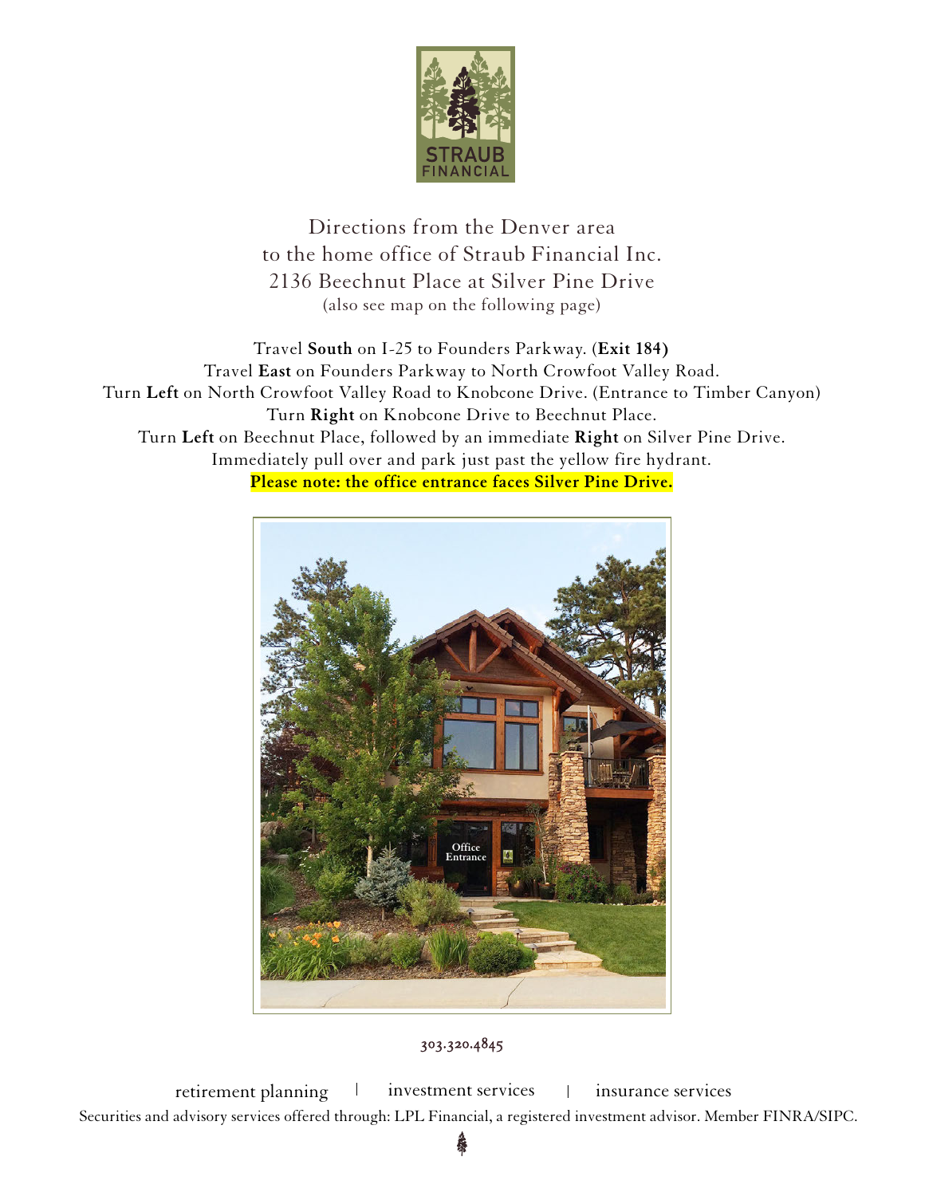STRAUB FINANCIAL

Directions from the Denver area
to the home office of Straub Financial Inc.
2136 Beechnut Place at Silver Pine Drive
(also see map on the following page)

Travel **South** on I-25 to Founders Parkway. (**Exit 184)**
Travel **East** on Founders Parkway to North Crowfoot Valley Road.
Turn **Left** on North Crowfoot Valley Road to Knobcone Drive. (Entrance to Timber Canyon)
Turn **Right** on Knobcone Drive to Beechnut Place.
Turn **Left** on Beechnut Place, followed by an immediate **Right** on Silver Pine Drive.
Immediately pull over and park just past the yellow fire hydrant.
**Please note: the office entrance faces Silver Pine Drive.**

Office Entrance

303.320.4845

retirement planning | investment services | insurance services

Securities and advisory services offered through: LPL Financial, a registered investment advisor. Member FINRA/SIPC.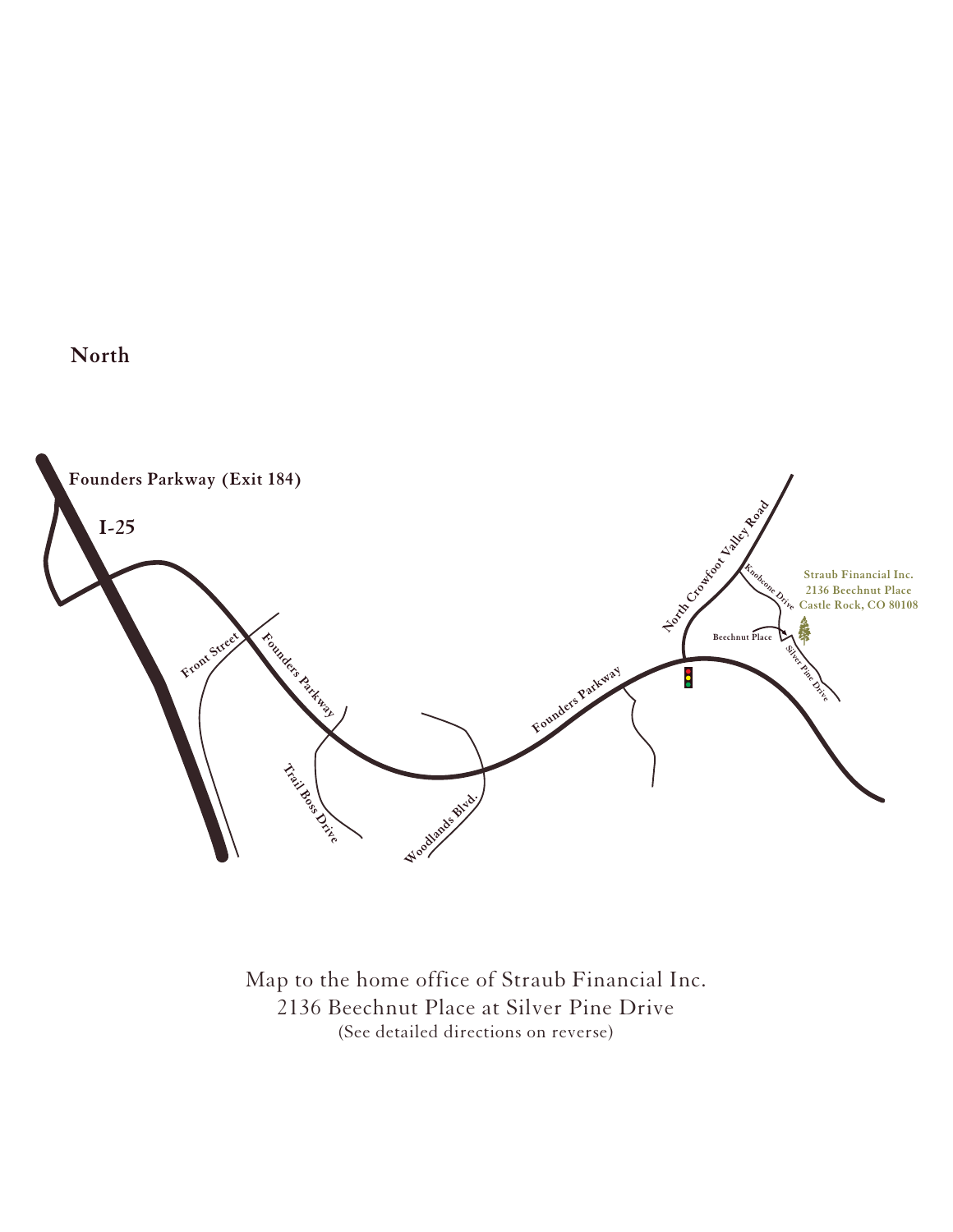North

Founders Parkway (Exit 184)

I-25

Front Street

Founders Parkway

Trail Boss Drive

Woodlands Blvd.

Founders Parkway

North Crowfoot Valley Road

Knobcone Drive

Beechnut Place

Silver Pine Drive

**Straub Financial Inc.**
**2136 Beechnut Place**
**Castle Rock, CO 80108**

Map to the home office of Straub Financial Inc.
2136 Beechnut Place at Silver Pine Drive
(See detailed directions on reverse)